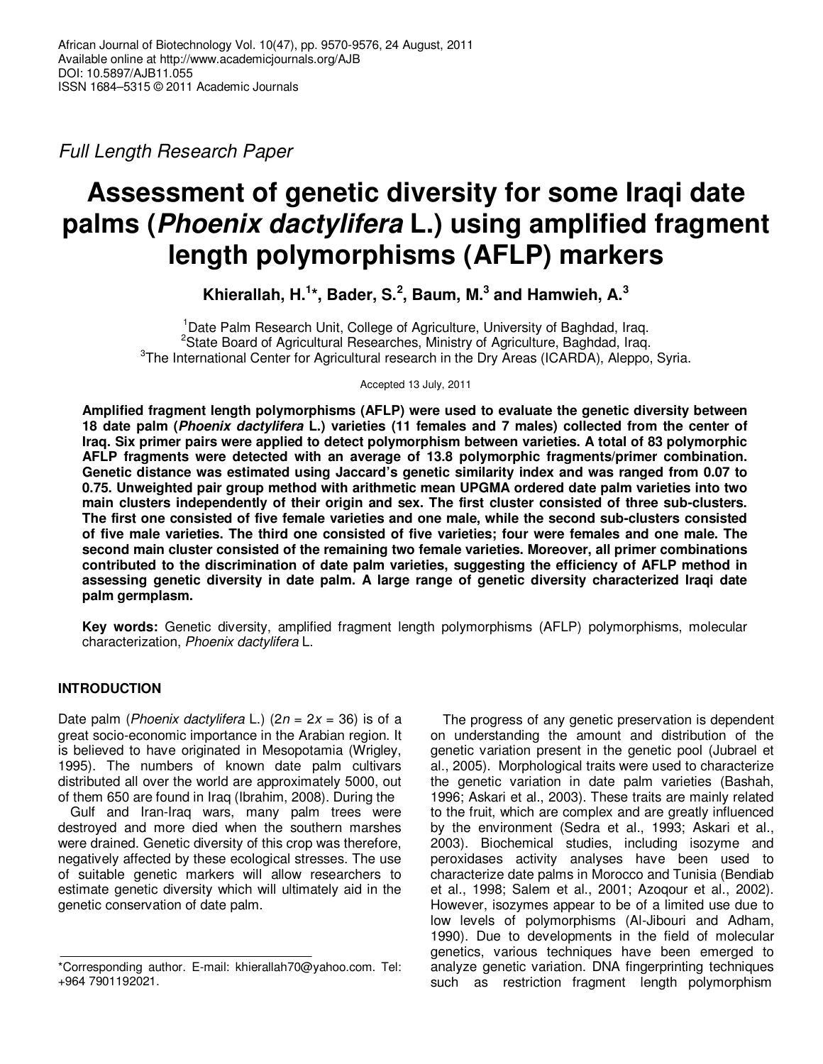*Full Length Research Paper*

# Assessment of genetic diversity for some Iraqi date palms (*Phoenix dactylifera* L.) using amplified fragment length polymorphisms (AFLP) markers

**Khierallah, H.[1]*, Bader, S.[2], Baum, M.[3] and Hamwieh, A.[3]**

[1]Date Palm Research Unit, College of Agriculture, University of Baghdad, Iraq.
[2]State Board of Agricultural Researches, Ministry of Agriculture, Baghdad, Iraq.
[3]The International Center for Agricultural research in the Dry Areas (ICARDA), Aleppo, Syria.

Accepted 13 July, 2011

**Amplified fragment length polymorphisms (AFLP) were used to evaluate the genetic diversity between 18 date palm (*Phoenix dactylifera* L.) varieties (11 females and 7 males) collected from the center of Iraq. Six primer pairs were applied to detect polymorphism between varieties. A total of 83 polymorphic AFLP fragments were detected with an average of 13.8 polymorphic fragments/primer combination. Genetic distance was estimated using Jaccard's genetic similarity index and was ranged from 0.07 to 0.75. Unweighted pair group method with arithmetic mean UPGMA ordered date palm varieties into two main clusters independently of their origin and sex. The first cluster consisted of three sub-clusters. The first one consisted of five female varieties and one male, while the second sub-clusters consisted of five male varieties. The third one consisted of five varieties; four were females and one male. The second main cluster consisted of the remaining two female varieties. Moreover, all primer combinations contributed to the discrimination of date palm varieties, suggesting the efficiency of AFLP method in assessing genetic diversity in date palm. A large range of genetic diversity characterized Iraqi date palm germplasm.**

**Key words:** Genetic diversity, amplified fragment length polymorphisms (AFLP) polymorphisms, molecular characterization, *Phoenix dactylifera* L.

## INTRODUCTION

Date palm (*Phoenix dactylifera* L.) ($2n = 2x = 36$) is of a great socio-economic importance in the Arabian region. It is believed to have originated in Mesopotamia (Wrigley, 1995). The numbers of known date palm cultivars distributed all over the world are approximately 5000, out of them 650 are found in Iraq (Ibrahim, 2008). During the Gulf and Iran-Iraq wars, many palm trees were destroyed and more died when the southern marshes were drained. Genetic diversity of this crop was therefore, negatively affected by these ecological stresses. The use of suitable genetic markers will allow researchers to estimate genetic diversity which will ultimately aid in the genetic conservation of date palm.

The progress of any genetic preservation is dependent on understanding the amount and distribution of the genetic variation present in the genetic pool (Jubrael et al., 2005). Morphological traits were used to characterize the genetic variation in date palm varieties (Bashah, 1996; Askari et al., 2003). These traits are mainly related to the fruit, which are complex and are greatly influenced by the environment (Sedra et al., 1993; Askari et al., 2003). Biochemical studies, including isozyme and peroxidases activity analyses have been used to characterize date palms in Morocco and Tunisia (Bendiab et al., 1998; Salem et al., 2001; Azoqour et al., 2002). However, isozymes appear to be of a limited use due to low levels of polymorphisms (Al-Jibouri and Adham, 1990). Due to developments in the field of molecular genetics, various techniques have been emerged to analyze genetic variation. DNA fingerprinting techniques such as restriction fragment length polymorphism

*Corresponding author. E-mail: khierallah70@yahoo.com. Tel: +964 7901192021.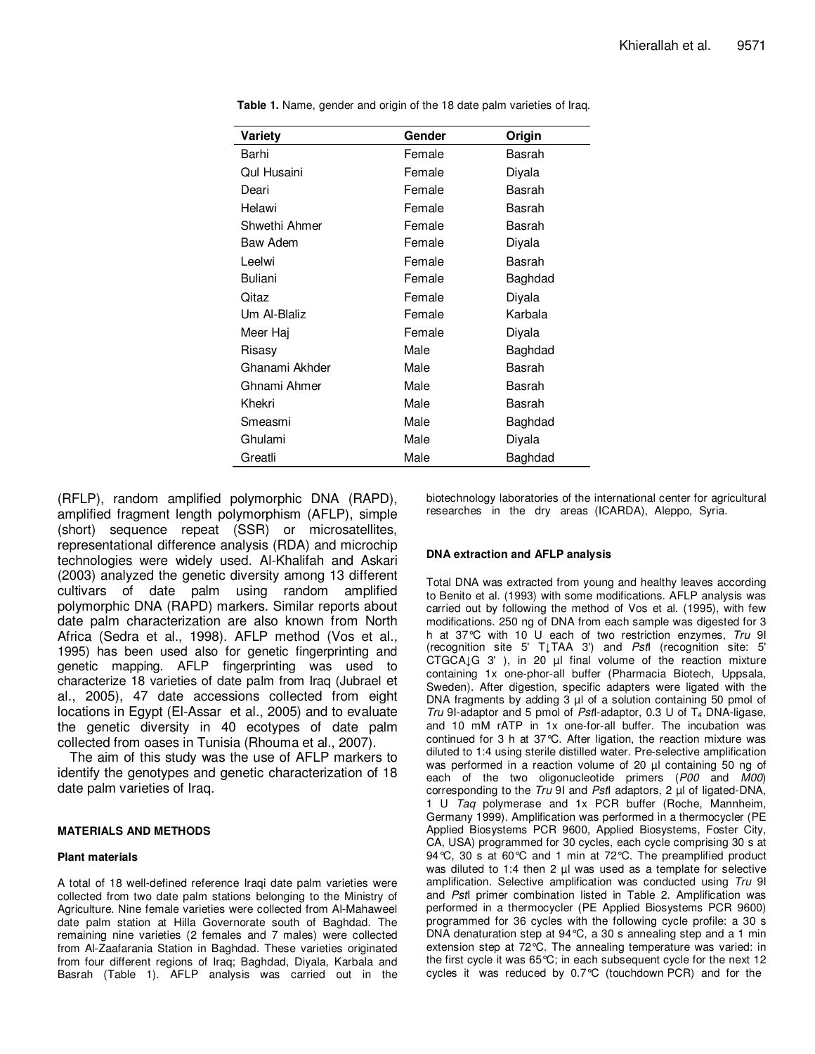**Table 1.** Name, gender and origin of the 18 date palm varieties of Iraq.

| Variety | Gender | Origin |
|---|---|---|
| Barhi | Female | Basrah |
| Qul Husaini | Female | Diyala |
| Deari | Female | Basrah |
| Helawi | Female | Basrah |
| Shwethi Ahmer | Female | Basrah |
| Baw Adem | Female | Diyala |
| Leelwi | Female | Basrah |
| Buliani | Female | Baghdad |
| Qitaz | Female | Diyala |
| Um Al-Blaliz | Female | Karbala |
| Meer Haj | Female | Diyala |
| Risasy | Male | Baghdad |
| Ghanami Akhder | Male | Basrah |
| Ghnami Ahmer | Male | Basrah |
| Khekri | Male | Basrah |
| Smeasmi | Male | Baghdad |
| Ghulami | Male | Diyala |
| Greatli | Male | Baghdad |

(RFLP), random amplified polymorphic DNA (RAPD), amplified fragment length polymorphism (AFLP), simple (short) sequence repeat (SSR) or microsatellites, representational difference analysis (RDA) and microchip technologies were widely used. Al-Khalifah and Askari (2003) analyzed the genetic diversity among 13 different cultivars of date palm using random amplified polymorphic DNA (RAPD) markers. Similar reports about date palm characterization are also known from North Africa (Sedra et al., 1998). AFLP method (Vos et al., 1995) has been used also for genetic fingerprinting and genetic mapping. AFLP fingerprinting was used to characterize 18 varieties of date palm from Iraq (Jubrael et al., 2005), 47 date accessions collected from eight locations in Egypt (El-Assar et al., 2005) and to evaluate the genetic diversity in 40 ecotypes of date palm collected from oases in Tunisia (Rhouma et al., 2007).

The aim of this study was the use of AFLP markers to identify the genotypes and genetic characterization of 18 date palm varieties of Iraq.

## MATERIALS AND METHODS

### Plant materials

A total of 18 well-defined reference Iraqi date palm varieties were collected from two date palm stations belonging to the Ministry of Agriculture. Nine female varieties were collected from Al-Mahaweel date palm station at Hilla Governorate south of Baghdad. The remaining nine varieties (2 females and 7 males) were collected from Al-Zaafarania Station in Baghdad. These varieties originated from four different regions of Iraq; Baghdad, Diyala, Karbala and Basrah (Table 1). AFLP analysis was carried out in the biotechnology laboratories of the international center for agricultural researches in the dry areas (ICARDA), Aleppo, Syria.

### DNA extraction and AFLP analysis

Total DNA was extracted from young and healthy leaves according to Benito et al. (1993) with some modifications. AFLP analysis was carried out by following the method of Vos et al. (1995), with few modifications. 250 ng of DNA from each sample was digested for 3 h at 37°C with 10 U each of two restriction enzymes, *Tru* 9I (recognition site 5' T↓TAA 3') and *Pst*I (recognition site: 5' CTGCA↓G 3' ), in 20 µl final volume of the reaction mixture containing 1x one-phor-all buffer (Pharmacia Biotech, Uppsala, Sweden). After digestion, specific adapters were ligated with the DNA fragments by adding 3 µl of a solution containing 50 pmol of *Tru* 9I-adaptor and 5 pmol of *Pst*I-adaptor, 0.3 U of $T_4$ DNA-ligase, and 10 mM rATP in 1x one-for-all buffer. The incubation was continued for 3 h at 37°C. After ligation, the reaction mixture was diluted to 1:4 using sterile distilled water. Pre-selective amplification was performed in a reaction volume of 20 µl containing 50 ng of each of the two oligonucleotide primers (*P00* and *M00*) corresponding to the *Tru* 9I and *Pst*I adaptors, 2 µl of ligated-DNA, 1 U *Taq* polymerase and 1x PCR buffer (Roche, Mannheim, Germany 1999). Amplification was performed in a thermocycler (PE Applied Biosystems PCR 9600, Applied Biosystems, Foster City, CA, USA) programmed for 30 cycles, each cycle comprising 30 s at 94°C, 30 s at 60°C and 1 min at 72°C. The preamplified product was diluted to 1:4 then 2 µl was used as a template for selective amplification. Selective amplification was conducted using *Tru* 9I and *Pst*I primer combination listed in Table 2. Amplification was performed in a thermocycler (PE Applied Biosystems PCR 9600) programmed for 36 cycles with the following cycle profile: a 30 s DNA denaturation step at 94°C, a 30 s annealing step and a 1 min extension step at 72°C. The annealing temperature was varied: in the first cycle it was 65°C; in each subsequent cycle for the next 12 cycles it was reduced by 0.7°C (touchdown PCR) and for the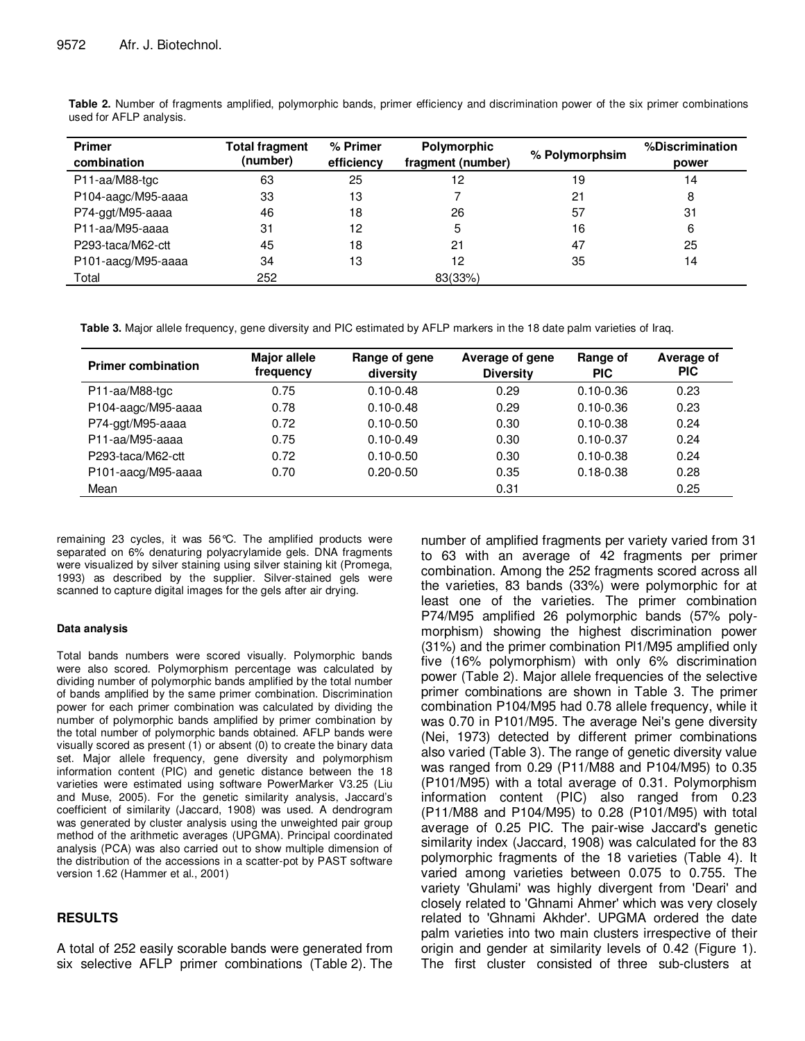**Table 2.** Number of fragments amplified, polymorphic bands, primer efficiency and discrimination power of the six primer combinations used for AFLP analysis.

| Primer combination | Total fragment (number) | % Primer efficiency | Polymorphic fragment (number) | % Polymorphsim | %Discrimination power |
|---|---|---|---|---|---|
| P11-aa/M88-tgc | 63 | 25 | 12 | 19 | 14 |
| P104-aagc/M95-aaaa | 33 | 13 | 7 | 21 | 8 |
| P74-ggt/M95-aaaa | 46 | 18 | 26 | 57 | 31 |
| P11-aa/M95-aaaa | 31 | 12 | 5 | 16 | 6 |
| P293-taca/M62-ctt | 45 | 18 | 21 | 47 | 25 |
| P101-aacg/M95-aaaa | 34 | 13 | 12 | 35 | 14 |
| Total | 252 | | 83(33%) | | |

**Table 3.** Major allele frequency, gene diversity and PIC estimated by AFLP markers in the 18 date palm varieties of Iraq.

| Primer combination | Major allele frequency | Range of gene diversity | Average of gene Diversity | Range of PIC | Average of PIC |
|---|---|---|---|---|---|
| P11-aa/M88-tgc | 0.75 | 0.10-0.48 | 0.29 | 0.10-0.36 | 0.23 |
| P104-aagc/M95-aaaa | 0.78 | 0.10-0.48 | 0.29 | 0.10-0.36 | 0.23 |
| P74-ggt/M95-aaaa | 0.72 | 0.10-0.50 | 0.30 | 0.10-0.38 | 0.24 |
| P11-aa/M95-aaaa | 0.75 | 0.10-0.49 | 0.30 | 0.10-0.37 | 0.24 |
| P293-taca/M62-ctt | 0.72 | 0.10-0.50 | 0.30 | 0.10-0.38 | 0.24 |
| P101-aacg/M95-aaaa | 0.70 | 0.20-0.50 | 0.35 | 0.18-0.38 | 0.28 |
| Mean | | | 0.31 | | 0.25 |

remaining 23 cycles, it was 56°C. The amplified products were separated on 6% denaturing polyacrylamide gels. DNA fragments were visualized by silver staining using silver staining kit (Promega, 1993) as described by the supplier. Silver-stained gels were scanned to capture digital images for the gels after air drying.

#### Data analysis

Total bands numbers were scored visually. Polymorphic bands were also scored. Polymorphism percentage was calculated by dividing number of polymorphic bands amplified by the total number of bands amplified by the same primer combination. Discrimination power for each primer combination was calculated by dividing the number of polymorphic bands amplified by primer combination by the total number of polymorphic bands obtained. AFLP bands were visually scored as present (1) or absent (0) to create the binary data set. Major allele frequency, gene diversity and polymorphism information content (PIC) and genetic distance between the 18 varieties were estimated using software PowerMarker V3.25 (Liu and Muse, 2005). For the genetic similarity analysis, Jaccard's coefficient of similarity (Jaccard, 1908) was used. A dendrogram was generated by cluster analysis using the unweighted pair group method of the arithmetic averages (UPGMA). Principal coordinated analysis (PCA) was also carried out to show multiple dimension of the distribution of the accessions in a scatter-pot by PAST software version 1.62 (Hammer et al., 2001)

## RESULTS

A total of 252 easily scorable bands were generated from six selective AFLP primer combinations (Table 2). The number of amplified fragments per variety varied from 31 to 63 with an average of 42 fragments per primer combination. Among the 252 fragments scored across all the varieties, 83 bands (33%) were polymorphic for at least one of the varieties. The primer combination P74/M95 amplified 26 polymorphic bands (57% polymorphism) showing the highest discrimination power (31%) and the primer combination Pl1/M95 amplified only five (16% polymorphism) with only 6% discrimination power (Table 2). Major allele frequencies of the selective primer combinations are shown in Table 3. The primer combination P104/M95 had 0.78 allele frequency, while it was 0.70 in P101/M95. The average Nei's gene diversity (Nei, 1973) detected by different primer combinations also varied (Table 3). The range of genetic diversity value was ranged from 0.29 (P11/M88 and P104/M95) to 0.35 (P101/M95) with a total average of 0.31. Polymorphism information content (PIC) also ranged from 0.23 (P11/M88 and P104/M95) to 0.28 (P101/M95) with total average of 0.25 PIC. The pair-wise Jaccard's genetic similarity index (Jaccard, 1908) was calculated for the 83 polymorphic fragments of the 18 varieties (Table 4). It varied among varieties between 0.075 to 0.755. The variety 'Ghulami' was highly divergent from 'Deari' and closely related to 'Ghnami Ahmer' which was very closely related to 'Ghnami Akhder'. UPGMA ordered the date palm varieties into two main clusters irrespective of their origin and gender at similarity levels of 0.42 (Figure 1). The first cluster consisted of three sub-clusters at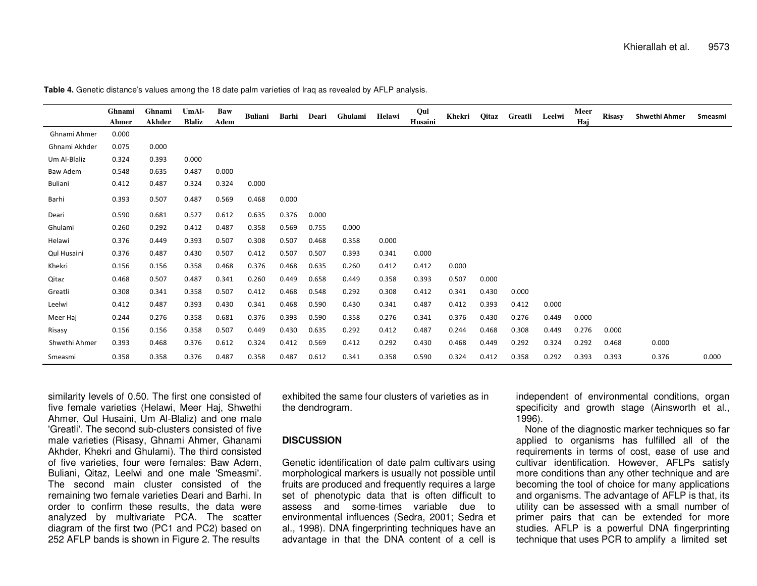**Table 4.** Genetic distance's values among the 18 date palm varieties of Iraq as revealed by AFLP analysis.

| | Ghnami Ahmer | Ghnami Akhder | UmAl-Blaliz | Baw Adem | Buliani | Barhi | Deari | Ghulami | Helawi | Qul Husaini | Khekri | Qitaz | Greatli | Leelwi | Meer Haj | Risasy | Shwethi Ahmer | Smeasmi |
|---|---|---|---|---|---|---|---|---|---|---|---|---|---|---|---|---|---|---|
| Ghnami Ahmer | 0.000 | | | | | | | | | | | | | | | | | |
| Ghnami Akhder | 0.075 | 0.000 | | | | | | | | | | | | | | | | |
| Um Al-Blaliz | 0.324 | 0.393 | 0.000 | | | | | | | | | | | | | | | |
| Baw Adem | 0.548 | 0.635 | 0.487 | 0.000 | | | | | | | | | | | | | | |
| Buliani | 0.412 | 0.487 | 0.324 | 0.324 | 0.000 | | | | | | | | | | | | | |
| Barhi | 0.393 | 0.507 | 0.487 | 0.569 | 0.468 | 0.000 | | | | | | | | | | | | |
| Deari | 0.590 | 0.681 | 0.527 | 0.612 | 0.635 | 0.376 | 0.000 | | | | | | | | | | | |
| Ghulami | 0.260 | 0.292 | 0.412 | 0.487 | 0.358 | 0.569 | 0.755 | 0.000 | | | | | | | | | | |
| Helawi | 0.376 | 0.449 | 0.393 | 0.507 | 0.308 | 0.507 | 0.468 | 0.358 | 0.000 | | | | | | | | | |
| Qul Husaini | 0.376 | 0.487 | 0.430 | 0.507 | 0.412 | 0.507 | 0.507 | 0.393 | 0.341 | 0.000 | | | | | | | | |
| Khekri | 0.156 | 0.156 | 0.358 | 0.468 | 0.376 | 0.468 | 0.635 | 0.260 | 0.412 | 0.412 | 0.000 | | | | | | | |
| Qitaz | 0.468 | 0.507 | 0.487 | 0.341 | 0.260 | 0.449 | 0.658 | 0.449 | 0.358 | 0.393 | 0.507 | 0.000 | | | | | | |
| Greatli | 0.308 | 0.341 | 0.358 | 0.507 | 0.412 | 0.468 | 0.548 | 0.292 | 0.308 | 0.412 | 0.341 | 0.430 | 0.000 | | | | | |
| Leelwi | 0.412 | 0.487 | 0.393 | 0.430 | 0.341 | 0.468 | 0.590 | 0.430 | 0.341 | 0.487 | 0.412 | 0.393 | 0.412 | 0.000 | | | | |
| Meer Haj | 0.244 | 0.276 | 0.358 | 0.681 | 0.376 | 0.393 | 0.590 | 0.358 | 0.276 | 0.341 | 0.376 | 0.430 | 0.276 | 0.449 | 0.000 | | | |
| Risasy | 0.156 | 0.156 | 0.358 | 0.507 | 0.449 | 0.430 | 0.635 | 0.292 | 0.412 | 0.487 | 0.244 | 0.468 | 0.308 | 0.449 | 0.276 | 0.000 | | |
| Shwethi Ahmer | 0.393 | 0.468 | 0.376 | 0.612 | 0.324 | 0.412 | 0.569 | 0.412 | 0.292 | 0.430 | 0.468 | 0.449 | 0.292 | 0.324 | 0.292 | 0.468 | 0.000 | |
| Smeasmi | 0.358 | 0.358 | 0.376 | 0.487 | 0.358 | 0.487 | 0.612 | 0.341 | 0.358 | 0.590 | 0.324 | 0.412 | 0.358 | 0.292 | 0.393 | 0.393 | 0.376 | 0.000 |

similarity levels of 0.50. The first one consisted of five female varieties (Helawi, Meer Haj, Shwethi Ahmer, Qul Husaini, Um Al-Blaliz) and one male 'Greatli'. The second sub-clusters consisted of five male varieties (Risasy, Ghnami Ahmer, Ghanami Akhder, Khekri and Ghulami). The third consisted of five varieties, four were females: Baw Adem, Buliani, Qitaz, Leelwi and one male 'Smeasmi'. The second main cluster consisted of the remaining two female varieties Deari and Barhi. In order to confirm these results, the data were analyzed by multivariate PCA. The scatter diagram of the first two (PC1 and PC2) based on 252 AFLP bands is shown in Figure 2. The results exhibited the same four clusters of varieties as in the dendrogram.

## DISCUSSION

Genetic identification of date palm cultivars using morphological markers is usually not possible until fruits are produced and frequently requires a large set of phenotypic data that is often difficult to assess and some-times variable due to environmental influences (Sedra, 2001; Sedra et al., 1998). DNA fingerprinting techniques have an advantage in that the DNA content of a cell is independent of environmental conditions, organ specificity and growth stage (Ainsworth et al., 1996).

None of the diagnostic marker techniques so far applied to organisms has fulfilled all of the requirements in terms of cost, ease of use and cultivar identification. However, AFLPs satisfy more conditions than any other technique and are becoming the tool of choice for many applications and organisms. The advantage of AFLP is that, its utility can be assessed with a small number of primer pairs that can be extended for more studies. AFLP is a powerful DNA fingerprinting technique that uses PCR to amplify a limited set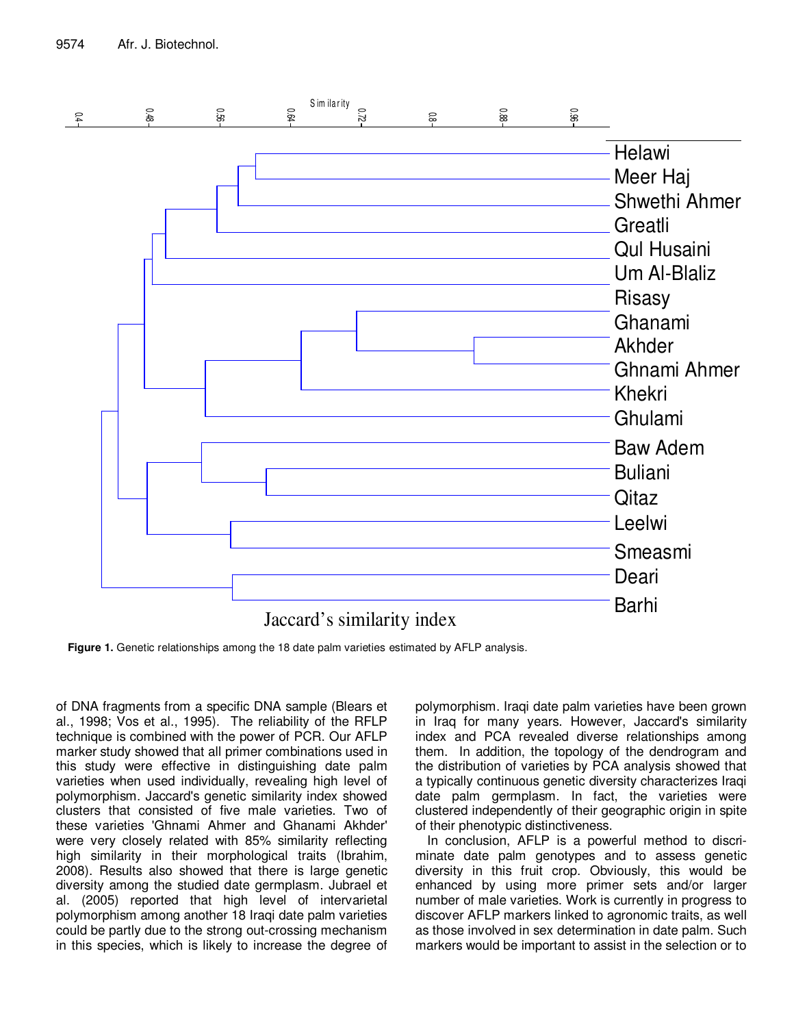**Figure 1.** Genetic relationships among the 18 date palm varieties estimated by AFLP analysis.

of DNA fragments from a specific DNA sample (Blears et al., 1998; Vos et al., 1995). The reliability of the RFLP technique is combined with the power of PCR. Our AFLP marker study showed that all primer combinations used in this study were effective in distinguishing date palm varieties when used individually, revealing high level of polymorphism. Jaccard's genetic similarity index showed clusters that consisted of five male varieties. Two of these varieties 'Ghnami Ahmer and Ghanami Akhder' were very closely related with 85% similarity reflecting high similarity in their morphological traits (Ibrahim, 2008). Results also showed that there is large genetic diversity among the studied date germplasm. Jubrael et al. (2005) reported that high level of intervarietal polymorphism among another 18 Iraqi date palm varieties could be partly due to the strong out-crossing mechanism in this species, which is likely to increase the degree of polymorphism. Iraqi date palm varieties have been grown in Iraq for many years. However, Jaccard's similarity index and PCA revealed diverse relationships among them. In addition, the topology of the dendrogram and the distribution of varieties by PCA analysis showed that a typically continuous genetic diversity characterizes Iraqi date palm germplasm. In fact, the varieties were clustered independently of their geographic origin in spite of their phenotypic distinctiveness.

In conclusion, AFLP is a powerful method to discriminate date palm genotypes and to assess genetic diversity in this fruit crop. Obviously, this would be enhanced by using more primer sets and/or larger number of male varieties. Work is currently in progress to discover AFLP markers linked to agronomic traits, as well as those involved in sex determination in date palm. Such markers would be important to assist in the selection or to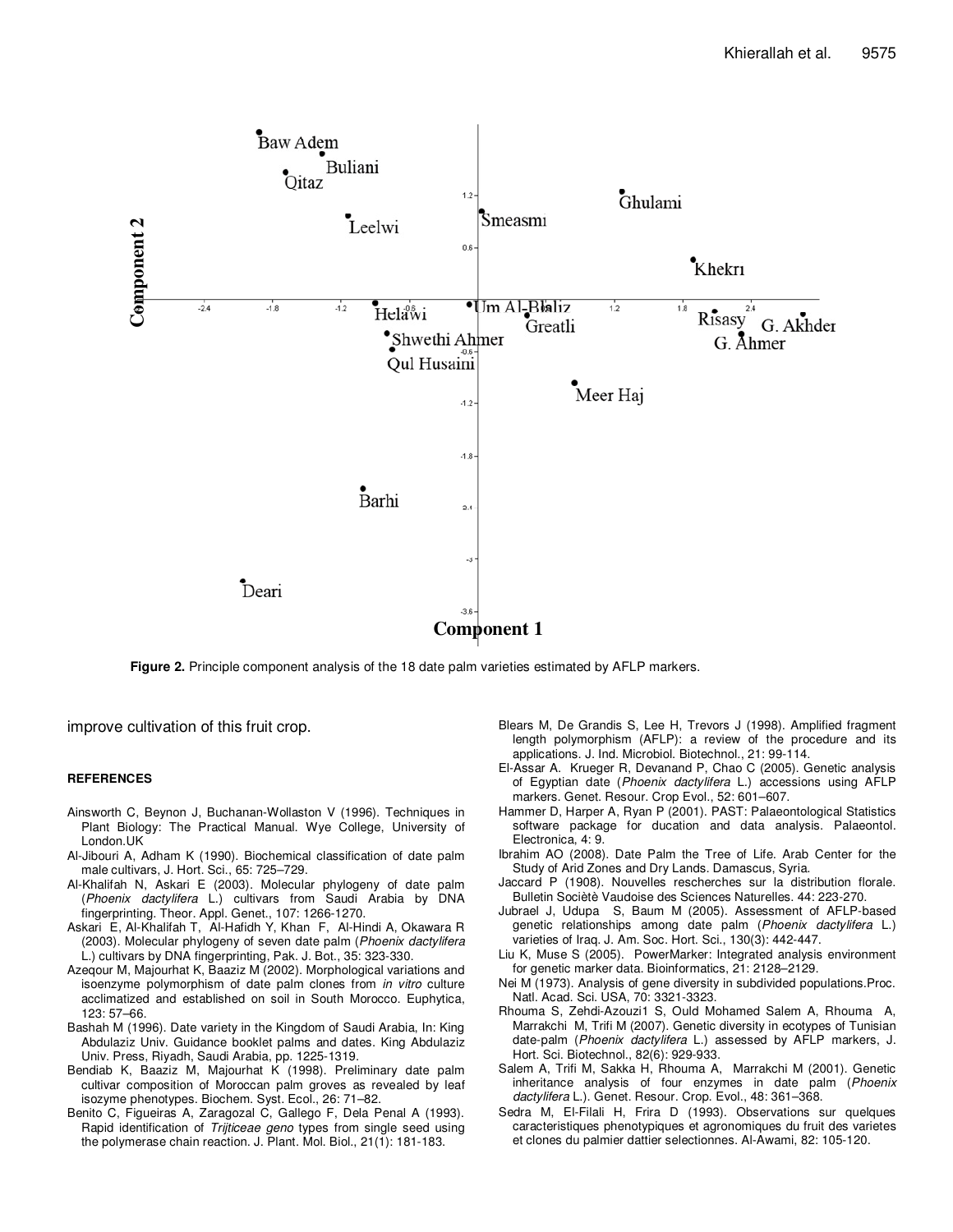Figure 2. Principle component analysis of the 18 date palm varieties estimated by AFLP markers.

improve cultivation of this fruit crop.

## REFERENCES

Ainsworth C, Beynon J, Buchanan-Wollaston V (1996). Techniques in Plant Biology: The Practical Manual. Wye College, University of London.UK

Al-Jibouri A, Adham K (1990). Biochemical classification of date palm male cultivars, J. Hort. Sci., 65: 725–729.

Al-Khalifah N, Askari E (2003). Molecular phylogeny of date palm (*Phoenix dactylifera* L.) cultivars from Saudi Arabia by DNA fingerprinting. Theor. Appl. Genet., 107: 1266-1270.

Askari E, Al-Khalifah T, Al-Hafidh Y, Khan F, Al-Hindi A, Okawara R (2003). Molecular phylogeny of seven date palm (*Phoenix dactylifera* L.) cultivars by DNA fingerprinting, Pak. J. Bot., 35: 323-330.

Azeqour M, Majourhat K, Baaziz M (2002). Morphological variations and isoenzyme polymorphism of date palm clones from *in vitro* culture acclimatized and established on soil in South Morocco. Euphytica, 123: 57–66.

Bashah M (1996). Date variety in the Kingdom of Saudi Arabia, In: King Abdulaziz Univ. Guidance booklet palms and dates. King Abdulaziz Univ. Press, Riyadh, Saudi Arabia, pp. 1225-1319.

Bendiab K, Baaziz M, Majourhat K (1998). Preliminary date palm cultivar composition of Moroccan palm groves as revealed by leaf isozyme phenotypes. Biochem. Syst. Ecol., 26: 71–82.

Benito C, Figueiras A, Zaragozal C, Gallego F, Dela Penal A (1993). Rapid identification of *Trijticeae geno* types from single seed using the polymerase chain reaction. J. Plant. Mol. Biol., 21(1): 181-183.

Blears M, De Grandis S, Lee H, Trevors J (1998). Amplified fragment length polymorphism (AFLP): a review of the procedure and its applications. J. Ind. Microbiol. Biotechnol., 21: 99-114.

El-Assar A. Krueger R, Devanand P, Chao C (2005). Genetic analysis of Egyptian date (*Phoenix dactylifera* L.) accessions using AFLP markers. Genet. Resour. Crop Evol., 52: 601–607.

Hammer D, Harper A, Ryan P (2001). PAST: Palaeontological Statistics software package for ducation and data analysis. Palaeontol. Electronica, 4: 9.

Ibrahim AO (2008). Date Palm the Tree of Life. Arab Center for the Study of Arid Zones and Dry Lands. Damascus, Syria.

Jaccard P (1908). Nouvelles rescherches sur la distribution florale. Bulletin Sociètè Vaudoise des Sciences Naturelles. 44: 223-270.

Jubrael J, Udupa S, Baum M (2005). Assessment of AFLP-based genetic relationships among date palm (*Phoenix dactylifera* L.) varieties of Iraq. J. Am. Soc. Hort. Sci., 130(3): 442-447.

Liu K, Muse S (2005). PowerMarker: Integrated analysis environment for genetic marker data. Bioinformatics, 21: 2128–2129.

Nei M (1973). Analysis of gene diversity in subdivided populations.Proc. Natl. Acad. Sci. USA, 70: 3321-3323.

Rhouma S, Zehdi-Azouzi1 S, Ould Mohamed Salem A, Rhouma A, Marrakchi M, Trifi M (2007). Genetic diversity in ecotypes of Tunisian date-palm (*Phoenix dactylifera* L.) assessed by AFLP markers, J. Hort. Sci. Biotechnol., 82(6): 929-933.

Salem A, Trifi M, Sakka H, Rhouma A, Marrakchi M (2001). Genetic inheritance analysis of four enzymes in date palm (*Phoenix dactylifera* L.). Genet. Resour. Crop. Evol., 48: 361–368.

Sedra M, El-Filali H, Frira D (1993). Observations sur quelques caracteristiques phenotypiques et agronomiques du fruit des varietes et clones du palmier dattier selectionnes. Al-Awami, 82: 105-120.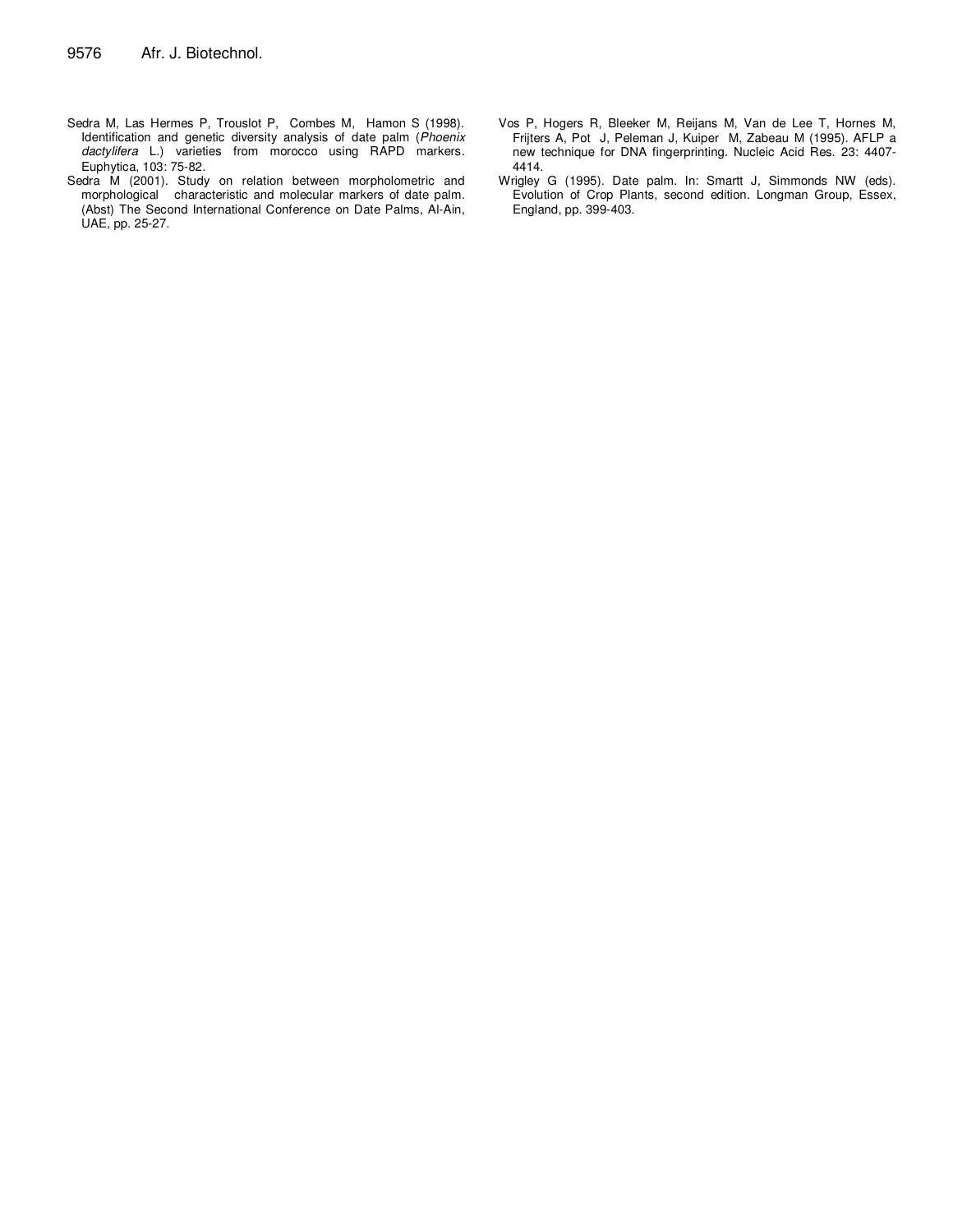Sedra M, Las Hermes P, Trouslot P, Combes M, Hamon S (1998). Identification and genetic diversity analysis of date palm (*Phoenix dactylifera* L.) varieties from morocco using RAPD markers. Euphytica, 103: 75-82.

Sedra M (2001). Study on relation between morpholometric and morphological characteristic and molecular markers of date palm. (Abst) The Second International Conference on Date Palms, Al-Ain, UAE, pp. 25-27.

Vos P, Hogers R, Bleeker M, Reijans M, Van de Lee T, Hornes M, Frijters A, Pot J, Peleman J, Kuiper M, Zabeau M (1995). AFLP a new technique for DNA fingerprinting. Nucleic Acid Res. 23: 4407-4414.

Wrigley G (1995). Date palm. In: Smartt J, Simmonds NW (eds). Evolution of Crop Plants, second edition. Longman Group, Essex, England, pp. 399-403.